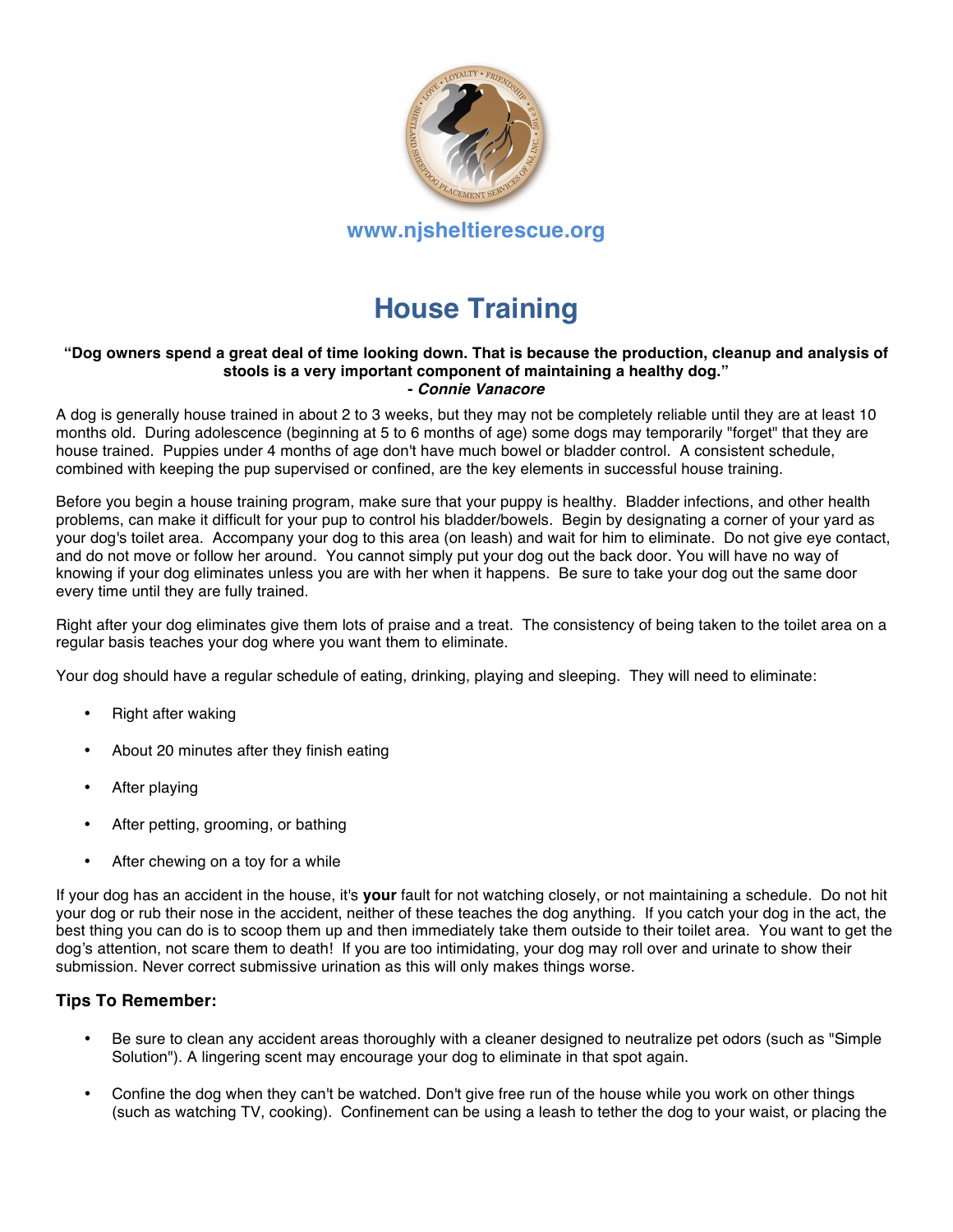www.njsheltierescue.org

# House Training

**"Dog owners spend a great deal of time looking down. That is because the production, cleanup and analysis of stools is a very important component of maintaining a healthy dog."**
**- *Connie Vanacore***

A dog is generally house trained in about 2 to 3 weeks, but they may not be completely reliable until they are at least 10 months old. During adolescence (beginning at 5 to 6 months of age) some dogs may temporarily "forget" that they are house trained. Puppies under 4 months of age don't have much bowel or bladder control. A consistent schedule, combined with keeping the pup supervised or confined, are the key elements in successful house training.

Before you begin a house training program, make sure that your puppy is healthy. Bladder infections, and other health problems, can make it difficult for your pup to control his bladder/bowels. Begin by designating a corner of your yard as your dog's toilet area. Accompany your dog to this area (on leash) and wait for him to eliminate. Do not give eye contact, and do not move or follow her around. You cannot simply put your dog out the back door. You will have no way of knowing if your dog eliminates unless you are with her when it happens. Be sure to take your dog out the same door every time until they are fully trained.

Right after your dog eliminates give them lots of praise and a treat. The consistency of being taken to the toilet area on a regular basis teaches your dog where you want them to eliminate.

Your dog should have a regular schedule of eating, drinking, playing and sleeping. They will need to eliminate:

- Right after waking
- About 20 minutes after they finish eating
- After playing
- After petting, grooming, or bathing
- After chewing on a toy for a while

If your dog has an accident in the house, it's **your** fault for not watching closely, or not maintaining a schedule. Do not hit your dog or rub their nose in the accident, neither of these teaches the dog anything. If you catch your dog in the act, the best thing you can do is to scoop them up and then immediately take them outside to their toilet area. You want to get the dog's attention, not scare them to death! If you are too intimidating, your dog may roll over and urinate to show their submission. Never correct submissive urination as this will only makes things worse.

### Tips To Remember:

- Be sure to clean any accident areas thoroughly with a cleaner designed to neutralize pet odors (such as "Simple Solution"). A lingering scent may encourage your dog to eliminate in that spot again.
- Confine the dog when they can't be watched. Don't give free run of the house while you work on other things (such as watching TV, cooking). Confinement can be using a leash to tether the dog to your waist, or placing the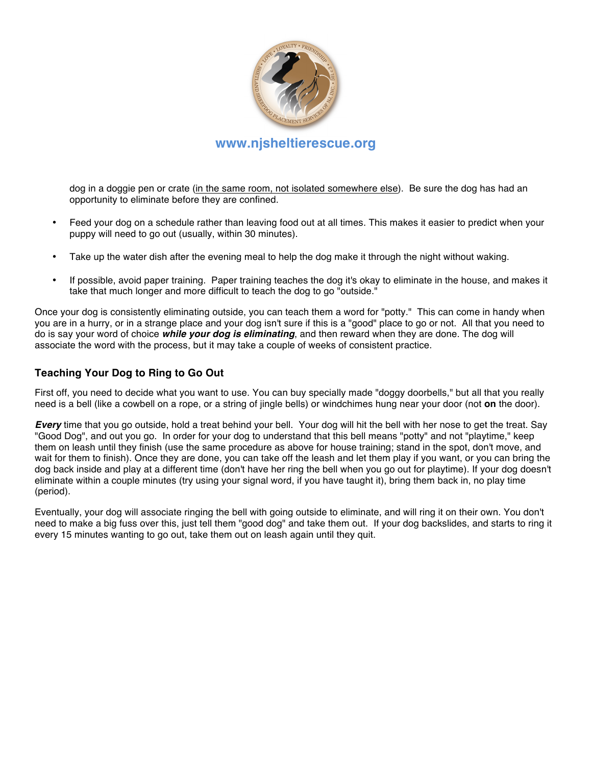dog in a doggie pen or crate (<u>in the same room, not isolated somewhere else</u>). Be sure the dog has had an opportunity to eliminate before they are confined.

- Feed your dog on a schedule rather than leaving food out at all times. This makes it easier to predict when your puppy will need to go out (usually, within 30 minutes).

- Take up the water dish after the evening meal to help the dog make it through the night without waking.

- If possible, avoid paper training. Paper training teaches the dog it's okay to eliminate in the house, and makes it take that much longer and more difficult to teach the dog to go "outside."

Once your dog is consistently eliminating outside, you can teach them a word for "potty." This can come in handy when you are in a hurry, or in a strange place and your dog isn't sure if this is a "good" place to go or not. All that you need to do is say your word of choice ***while your dog is eliminating***, and then reward when they are done. The dog will associate the word with the process, but it may take a couple of weeks of consistent practice.

### Teaching Your Dog to Ring to Go Out

First off, you need to decide what you want to use. You can buy specially made "doggy doorbells," but all that you really need is a bell (like a cowbell on a rope, or a string of jingle bells) or windchimes hung near your door (not **on** the door).

***Every*** time that you go outside, hold a treat behind your bell. Your dog will hit the bell with her nose to get the treat. Say "Good Dog", and out you go. In order for your dog to understand that this bell means "potty" and not "playtime," keep them on leash until they finish (use the same procedure as above for house training; stand in the spot, don't move, and wait for them to finish). Once they are done, you can take off the leash and let them play if you want, or you can bring the dog back inside and play at a different time (don't have her ring the bell when you go out for playtime). If your dog doesn't eliminate within a couple minutes (try using your signal word, if you have taught it), bring them back in, no play time (period).

Eventually, your dog will associate ringing the bell with going outside to eliminate, and will ring it on their own. You don't need to make a big fuss over this, just tell them "good dog" and take them out. If your dog backslides, and starts to ring it every 15 minutes wanting to go out, take them out on leash again until they quit.